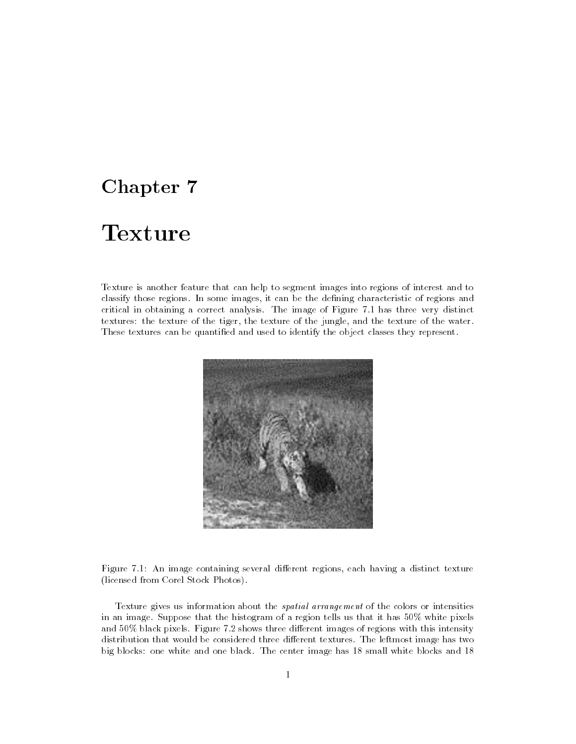# Chapter 7

# Texture

Texture is another feature that can help to segment images into regions of interest and to classify those regions. In some images, it can be the defining characteristic of regions and critical in obtaining a correct analysis. The image of Figure 7.1 has three very distinct textures: the texture of the tiger, the texture of the jungle, and the texture of the water. These textures can be quantified and used to identify the object classes they represent.

Figure 7.1: An image containing several different regions, each having a distinct texture (licensed from Corel Stock Photos).

Texture gives us information about the *spatial arrangement* of the colors or intensities in an image. Suppose that the histogram of a region tells us that it has 50% white pixels and 50% black pixels. Figure 7.2 shows three different images of regions with this intensity distribution that would be considered three different textures. The leftmost image has two big blocks: one white and one black. The center image has 18 small white blocks and 18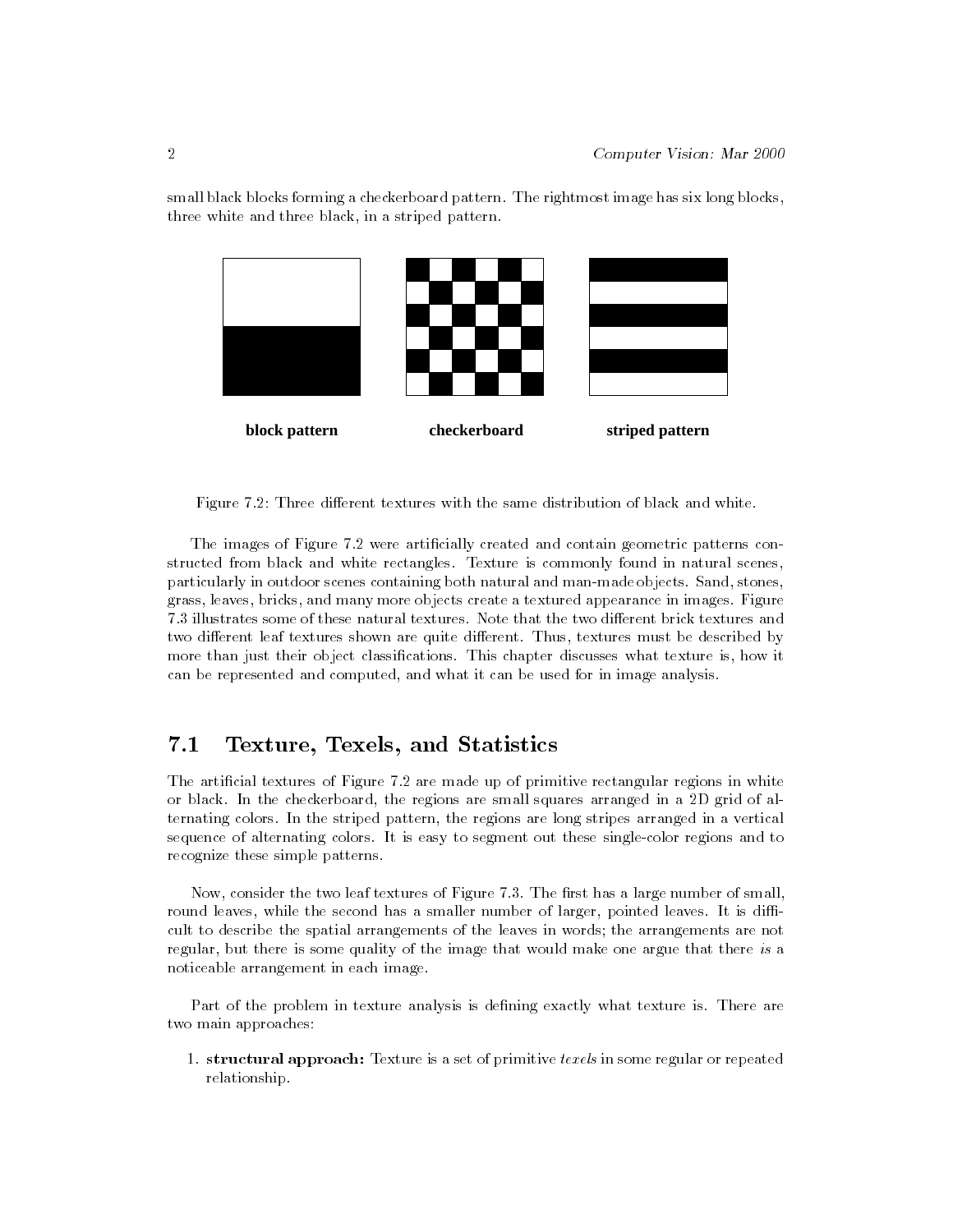small black blocks forming a checkerboard pattern. The rightmost image has six long blocks, three white and three black, in a striped pattern.

block pattern

checkerboard

striped pattern

Figure 7.2: Three different textures with the same distribution of black and white.

The images of Figure 7.2 were artificially created and contain geometric patterns constructed from black and white rectangles. Texture is commonly found in natural scenes, particularly in outdoor scenes containing both natural and man-made objects. Sand, stones, grass, leaves, bricks, and many more objects create a textured appearance in images. Figure 7.3 illustrates some of these natural textures. Note that the two different brick textures and two different leaf textures shown are quite different. Thus, textures must be described by more than just their object classifications. This chapter discusses what texture is, how it can be represented and computed, and what it can be used for in image analysis.

## 7.1 Texture, Texels, and Statistics

The artificial textures of Figure 7.2 are made up of primitive rectangular regions in white or black. In the checkerboard, the regions are small squares arranged in a 2D grid of alternating colors. In the striped pattern, the regions are long stripes arranged in a vertical sequence of alternating colors. It is easy to segment out these single-color regions and to recognize these simple patterns.

Now, consider the two leaf textures of Figure 7.3. The first has a large number of small, round leaves, while the second has a smaller number of larger, pointed leaves. It is difficult to describe the spatial arrangements of the leaves in words; the arrangements are not regular, but there is some quality of the image that would make one argue that there *is* a noticeable arrangement in each image.

Part of the problem in texture analysis is defining exactly what texture is. There are two main approaches:

1. **structural approach:** Texture is a set of primitive *texels* in some regular or repeated relationship.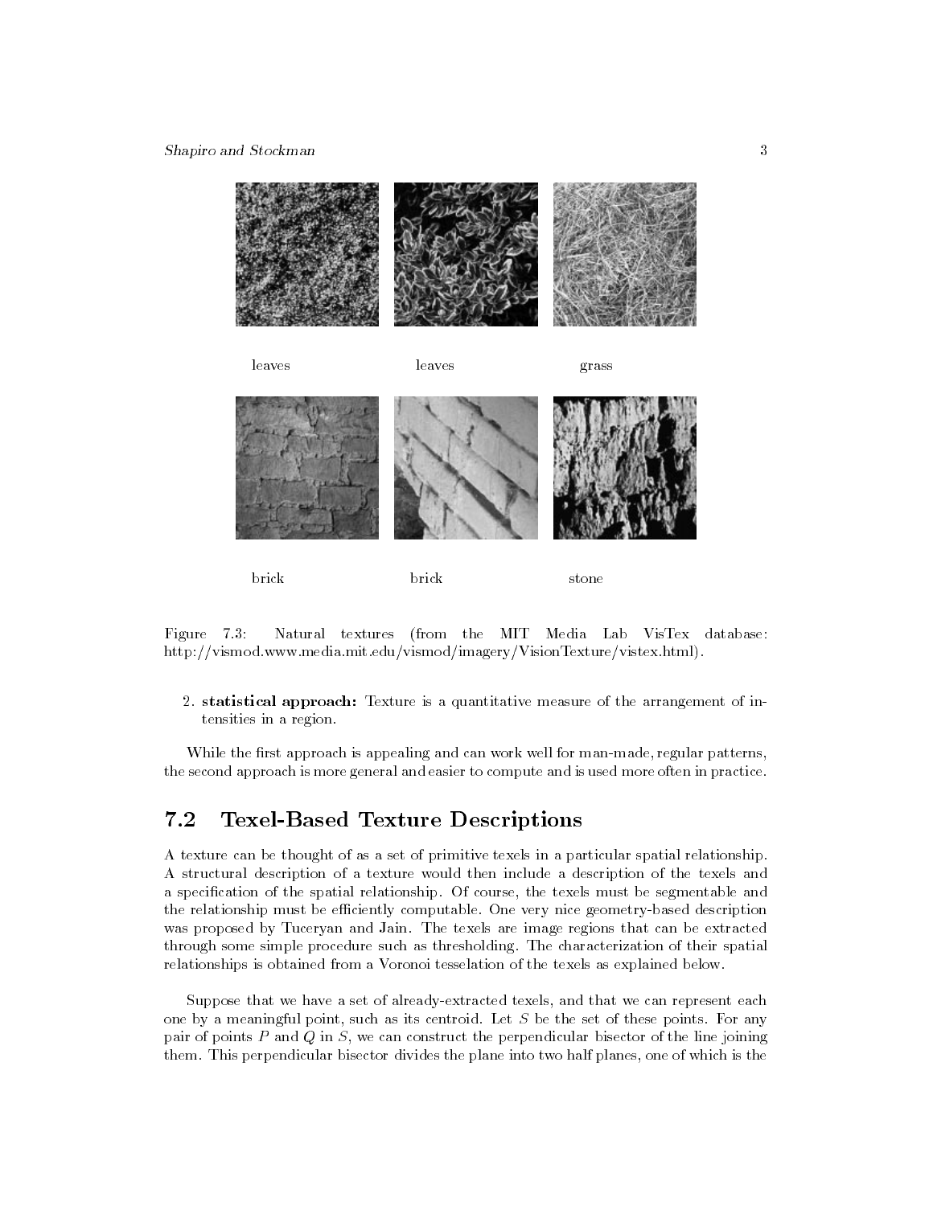leaves

leaves

grass

brick

brick

stone

Figure 7.3: Natural textures (from the MIT Media Lab VisTex database: http://vismod.www.media.mit.edu/vismod/imagery/VisionTexture/vistex.html).

2. **statistical approach:** Texture is a quantitative measure of the arrangement of intensities in a region.

While the first approach is appealing and can work well for man-made, regular patterns, the second approach is more general and easier to compute and is used more often in practice.

## 7.2 Texel-Based Texture Descriptions

A texture can be thought of as a set of primitive texels in a particular spatial relationship. A structural description of a texture would then include a description of the texels and a specification of the spatial relationship. Of course, the texels must be segmentable and the relationship must be efficiently computable. One very nice geometry-based description was proposed by Tuceryan and Jain. The texels are image regions that can be extracted through some simple procedure such as thresholding. The characterization of their spatial relationships is obtained from a Voronoi tesselation of the texels as explained below.

Suppose that we have a set of already-extracted texels, and that we can represent each one by a meaningful point, such as its centroid. Let $S$ be the set of these points. For any pair of points $P$ and $Q$ in $S$, we can construct the perpendicular bisector of the line joining them. This perpendicular bisector divides the plane into two half planes, one of which is the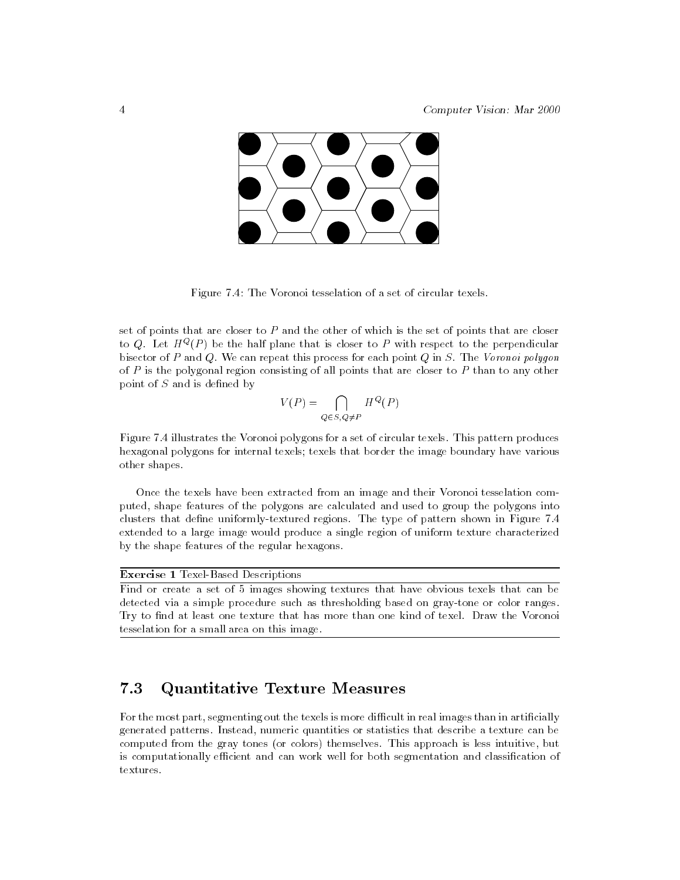Figure 7.4: The Voronoi tesselation of a set of circular texels.

set of points that are closer to $P$ and the other of which is the set of points that are closer to $Q$. Let $H^Q(P)$ be the half plane that is closer to $P$ with respect to the perpendicular bisector of $P$ and $Q$. We can repeat this process for each point $Q$ in $S$. The *Voronoi polygon* of $P$ is the polygonal region consisting of all points that are closer to $P$ than to any other point of $S$ and is defined by

$$V(P) = \bigcap_{Q \in S, Q \neq P} H^Q(P)$$

Figure 7.4 illustrates the Voronoi polygons for a set of circular texels. This pattern produces hexagonal polygons for internal texels; texels that border the image boundary have various other shapes.

Once the texels have been extracted from an image and their Voronoi tesselation computed, shape features of the polygons are calculated and used to group the polygons into clusters that define uniformly-textured regions. The type of pattern shown in Figure 7.4 extended to a large image would produce a single region of uniform texture characterized by the shape features of the regular hexagons.

**Exercise 1** Texel-Based Descriptions

Find or create a set of 5 images showing textures that have obvious texels that can be detected via a simple procedure such as thresholding based on gray-tone or color ranges. Try to find at least one texture that has more than one kind of texel. Draw the Voronoi tesselation for a small area on this image.

## 7.3 Quantitative Texture Measures

For the most part, segmenting out the texels is more difficult in real images than in artificially generated patterns. Instead, numeric quantities or statistics that describe a texture can be computed from the gray tones (or colors) themselves. This approach is less intuitive, but is computationally efficient and can work well for both segmentation and classification of textures.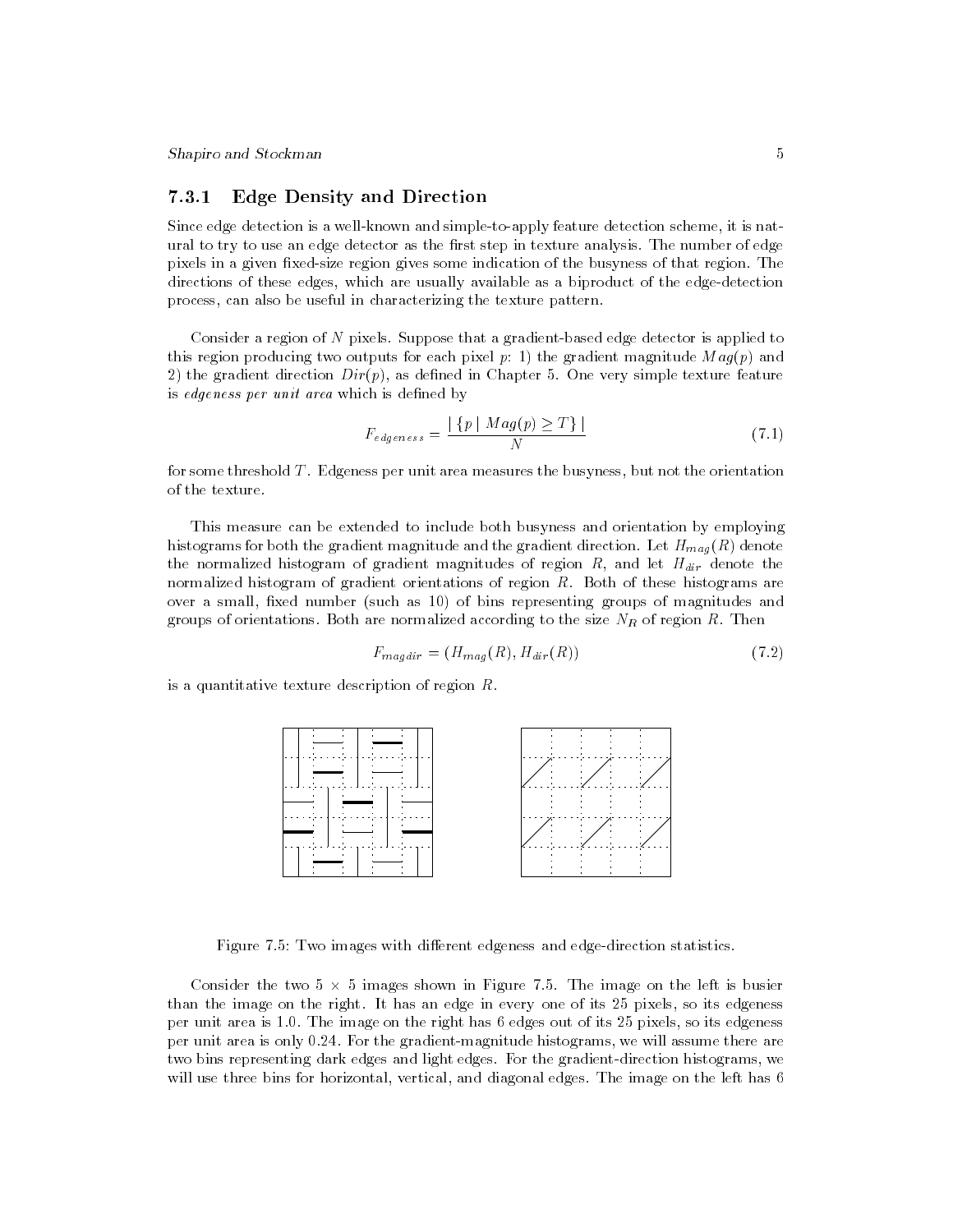### 7.3.1 Edge Density and Direction

Since edge detection is a well-known and simple-to-apply feature detection scheme, it is natural to try to use an edge detector as the first step in texture analysis. The number of edge pixels in a given fixed-size region gives some indication of the busyness of that region. The directions of these edges, which are usually available as a biproduct of the edge-detection process, can also be useful in characterizing the texture pattern.

Consider a region of $N$ pixels. Suppose that a gradient-based edge detector is applied to this region producing two outputs for each pixel $p$: 1) the gradient magnitude $Mag(p)$ and 2) the gradient direction $Dir(p)$, as defined in Chapter 5. One very simple texture feature is *edgeness per unit area* which is defined by

$$F_{edgeness} = \frac{|\{p \mid Mag(p) \geq T\}|}{N} \tag{7.1}$$

for some threshold $T$. Edgeness per unit area measures the busyness, but not the orientation of the texture.

This measure can be extended to include both busyness and orientation by employing histograms for both the gradient magnitude and the gradient direction. Let $H_{mag}(R)$ denote the normalized histogram of gradient magnitudes of region $R$, and let $H_{dir}$ denote the normalized histogram of gradient orientations of region $R$. Both of these histograms are over a small, fixed number (such as 10) of bins representing groups of magnitudes and groups of orientations. Both are normalized according to the size $N_R$ of region $R$. Then

$$F_{magdir} = (H_{mag}(R), H_{dir}(R)) \tag{7.2}$$

is a quantitative texture description of region $R$.

Figure 7.5: Two images with different edgeness and edge-direction statistics.

Consider the two $5 \times 5$ images shown in Figure 7.5. The image on the left is busier than the image on the right. It has an edge in every one of its 25 pixels, so its edgeness per unit area is 1.0. The image on the right has 6 edges out of its 25 pixels, so its edgeness per unit area is only 0.24. For the gradient-magnitude histograms, we will assume there are two bins representing dark edges and light edges. For the gradient-direction histograms, we will use three bins for horizontal, vertical, and diagonal edges. The image on the left has 6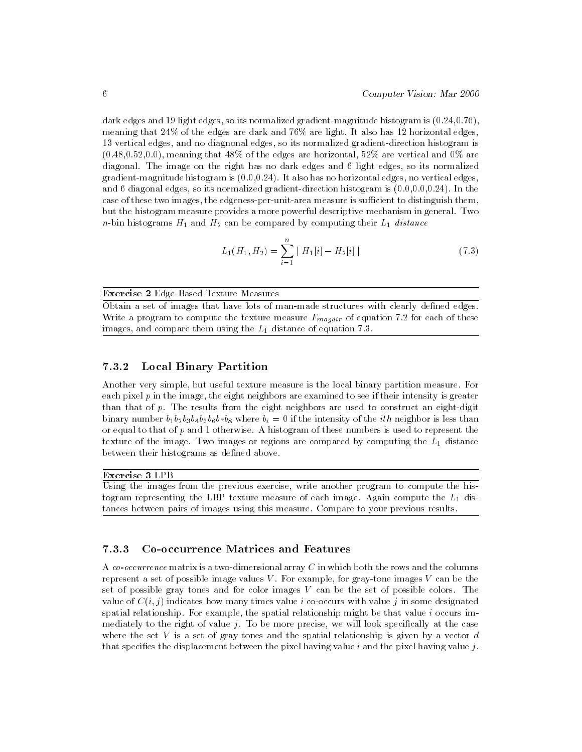dark edges and 19 light edges, so its normalized gradient-magnitude histogram is (0.24,0.76), meaning that 24% of the edges are dark and 76% are light. It also has 12 horizontal edges, 13 vertical edges, and no diagonal edges, so its normalized gradient-direction histogram is (0.48,0.52,0.0), meaning that 48% of the edges are horizontal, 52% are vertical and 0% are diagonal. The image on the right has no dark edges and 6 light edges, so its normalized gradient-magnitude histogram is (0.0,0.24). It also has no horizontal edges, no vertical edges, and 6 diagonal edges, so its normalized gradient-direction histogram is (0.0,0.0,0.24). In the case of these two images, the edgeness-per-unit-area measure is sufficient to distinguish them, but the histogram measure provides a more powerful descriptive mechanism in general. Two $n$-bin histograms $H_1$ and $H_2$ can be compared by computing their $L_1$ *distance*

$$L_1(H_1, H_2) = \sum_{i=1}^{n} \mid H_1[i] - H_2[i] \mid \tag{7.3}$$

---

**Exercise 2** Edge-Based Texture Measures

Obtain a set of images that have lots of man-made structures with clearly defined edges. Write a program to compute the texture measure $F_{magdir}$ of equation 7.2 for each of these images, and compare them using the $L_1$ distance of equation 7.3.

---

### 7.3.2 Local Binary Partition

Another very simple, but useful texture measure is the local binary partition measure. For each pixel $p$ in the image, the eight neighbors are examined to see if their intensity is greater than that of $p$. The results from the eight neighbors are used to construct an eight-digit binary number $b_1b_2b_3b_4b_5b_6b_7b_8$ where $b_i = 0$ if the intensity of the $ith$ neighbor is less than or equal to that of $p$ and 1 otherwise. A histogram of these numbers is used to represent the texture of the image. Two images or regions are compared by computing the $L_1$ distance between their histograms as defined above.

---

**Exercise 3** LPB

Using the images from the previous exercise, write another program to compute the histogram representing the LBP texture measure of each image. Again compute the $L_1$ distances between pairs of images using this measure. Compare to your previous results.

---

### 7.3.3 Co-occurrence Matrices and Features

A *co-occurrence* matrix is a two-dimensional array $C$ in which both the rows and the columns represent a set of possible image values $V$. For example, for gray-tone images $V$ can be the set of possible gray tones and for color images $V$ can be the set of possible colors. The value of $C(i,j)$ indicates how many times value $i$ co-occurs with value $j$ in some designated spatial relationship. For example, the spatial relationship might be that value $i$ occurs immediately to the right of value $j$. To be more precise, we will look specifically at the case where the set $V$ is a set of gray tones and the spatial relationship is given by a vector $d$ that specifies the displacement between the pixel having value $i$ and the pixel having value $j$.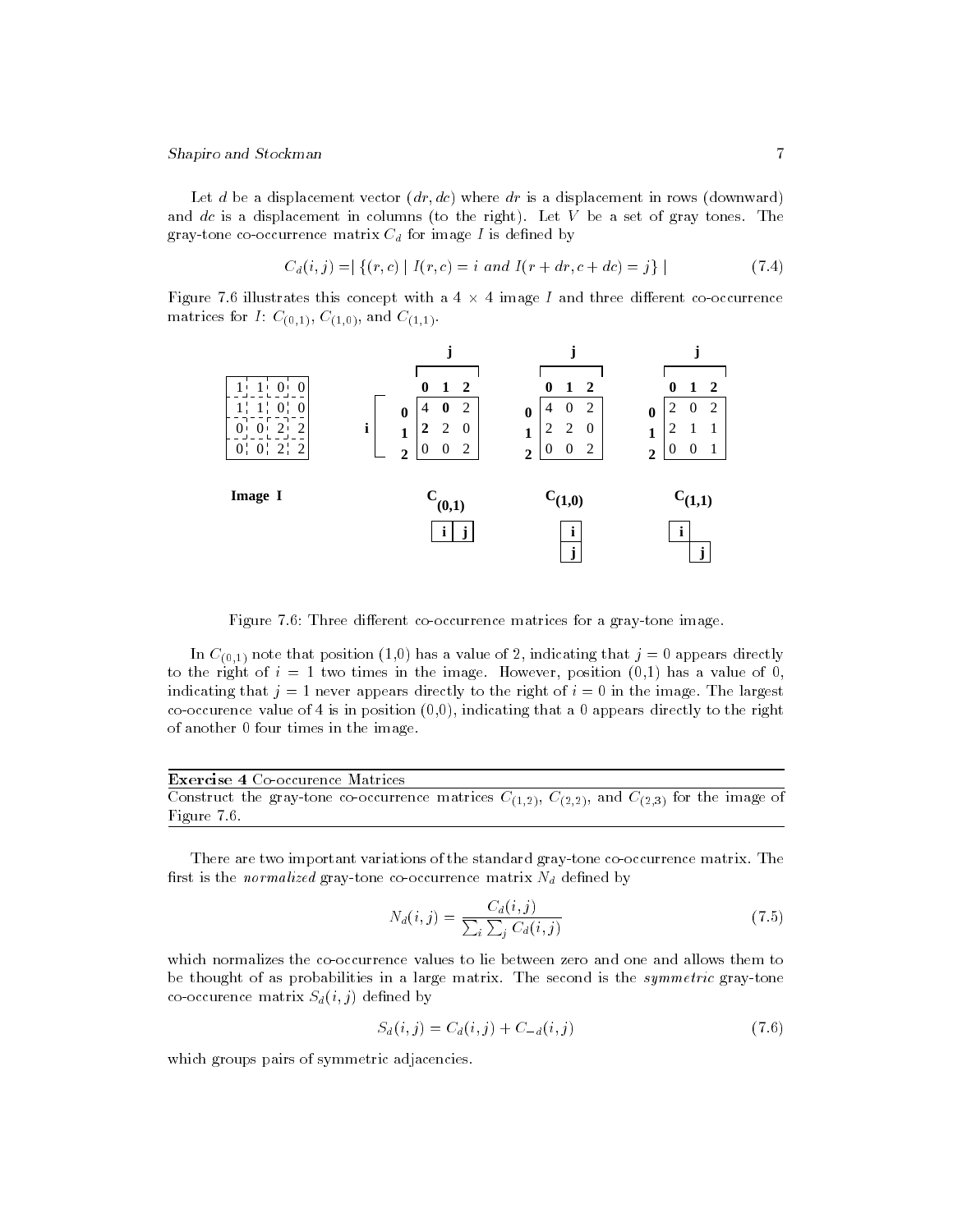Let $d$ be a displacement vector $(dr, dc)$ where $dr$ is a displacement in rows (downward) and $dc$ is a displacement in columns (to the right). Let $V$ be a set of gray tones. The gray-tone co-occurrence matrix $C_d$ for image $I$ is defined by

$$C_d(i,j) = |\{(r,c) \mid I(r,c) = i \text{ and } I(r+dr, c+dc) = j\}| \tag{7.4}$$

Figure 7.6 illustrates this concept with a $4 \times 4$ image $I$ and three different co-occurrence matrices for $I$: $C_{(0,1)}$, $C_{(1,0)}$, and $C_{(1,1)}$.

**Image I**

| | | | |
|---|---|---|---|
| 1 | 1 | 0 | 0 |
| 1 | 1 | 0 | 0 |
| 0 | 0 | 2 | 2 |
| 0 | 0 | 2 | 2 |

**$C_{(0,1)}$** (i, j horizontally adjacent: j directly to the right of i)

| i \ j | 0 | 1 | 2 |
|---|---|---|---|
| 0 | 4 | 0 | 2 |
| 1 | 2 | 2 | 0 |
| 2 | 0 | 0 | 2 |

**$C_{(1,0)}$** (j directly below i)

| i \ j | 0 | 1 | 2 |
|---|---|---|---|
| 0 | 4 | 0 | 2 |
| 1 | 2 | 2 | 0 |
| 2 | 0 | 0 | 2 |

**$C_{(1,1)}$** (j diagonally below and to the right of i)

| i \ j | 0 | 1 | 2 |
|---|---|---|---|
| 0 | 2 | 0 | 2 |
| 1 | 2 | 1 | 1 |
| 2 | 0 | 0 | 1 |

Figure 7.6: Three different co-occurrence matrices for a gray-tone image.

In $C_{(0,1)}$ note that position (1,0) has a value of 2, indicating that $j = 0$ appears directly to the right of $i = 1$ two times in the image. However, position (0,1) has a value of 0, indicating that $j = 1$ never appears directly to the right of $i = 0$ in the image. The largest co-occurence value of 4 is in position (0,0), indicating that a 0 appears directly to the right of another 0 four times in the image.

---

**Exercise 4** Co-occurence Matrices

Construct the gray-tone co-occurrence matrices $C_{(1,2)}$, $C_{(2,2)}$, and $C_{(2,3)}$ for the image of Figure 7.6.

---

There are two important variations of the standard gray-tone co-occurrence matrix. The first is the *normalized* gray-tone co-occurrence matrix $N_d$ defined by

$$N_d(i,j) = \frac{C_d(i,j)}{\sum_i \sum_j C_d(i,j)} \tag{7.5}$$

which normalizes the co-occurrence values to lie between zero and one and allows them to be thought of as probabilities in a large matrix. The second is the *symmetric* gray-tone co-occurence matrix $S_d(i,j)$ defined by

$$S_d(i,j) = C_d(i,j) + C_{-d}(i,j) \tag{7.6}$$

which groups pairs of symmetric adjacencies.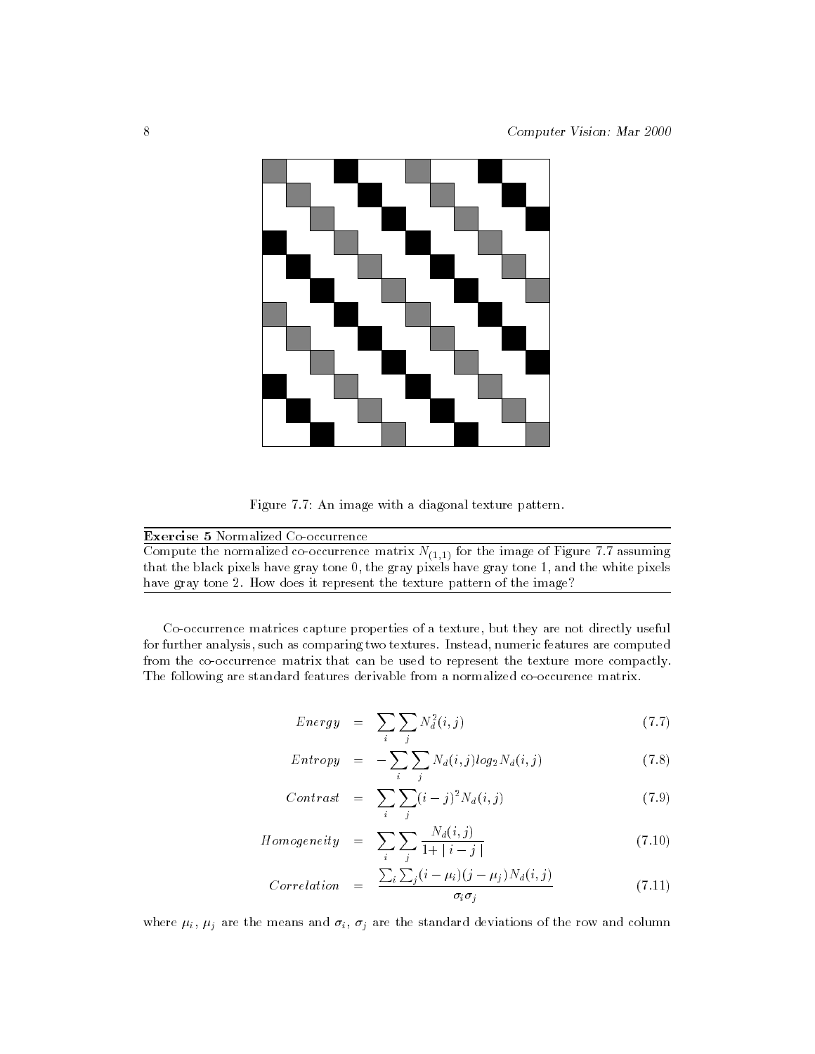Figure 7.7: An image with a diagonal texture pattern.

---

**Exercise 5** Normalized Co-occurrence

Compute the normalized co-occurrence matrix $N_{(1,1)}$ for the image of Figure 7.7 assuming that the black pixels have gray tone 0, the gray pixels have gray tone 1, and the white pixels have gray tone 2. How does it represent the texture pattern of the image?

---

Co-occurrence matrices capture properties of a texture, but they are not directly useful for further analysis, such as comparing two textures. Instead, numeric features are computed from the co-occurrence matrix that can be used to represent the texture more compactly. The following are standard features derivable from a normalized co-occurence matrix.

$$Energy = \sum_i \sum_j N_d^2(i,j) \tag{7.7}$$

$$Entropy = -\sum_i \sum_j N_d(i,j) log_2 N_d(i,j) \tag{7.8}$$

$$Contrast = \sum_i \sum_j (i-j)^2 N_d(i,j) \tag{7.9}$$

$$Homogeneity = \sum_i \sum_j \frac{N_d(i,j)}{1+ \mid i-j \mid} \tag{7.10}$$

$$Correlation = \frac{\sum_i \sum_j (i-\mu_i)(j-\mu_j) N_d(i,j)}{\sigma_i \sigma_j} \tag{7.11}$$

where $\mu_i$, $\mu_j$ are the means and $\sigma_i$, $\sigma_j$ are the standard deviations of the row and column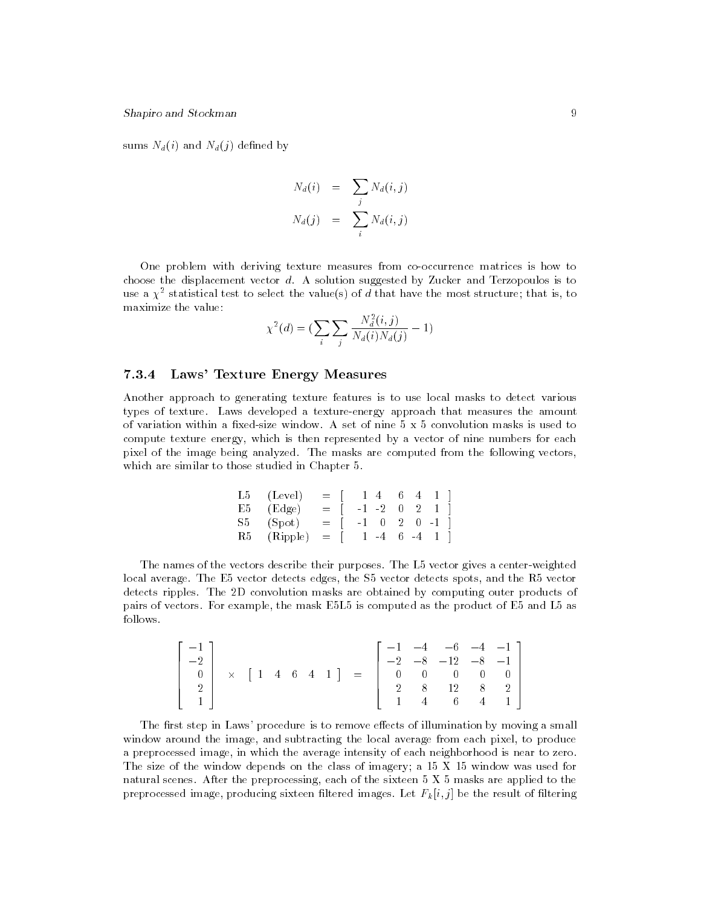sums $N_d(i)$ and $N_d(j)$ defined by

$$N_d(i) = \sum_j N_d(i,j)$$

$$N_d(j) = \sum_i N_d(i,j)$$

One problem with deriving texture measures from co-occurrence matrices is how to choose the displacement vector $d$. A solution suggested by Zucker and Terzopoulos is to use a $\chi^2$ statistical test to select the value(s) of $d$ that have the most structure; that is, to maximize the value:

$$\chi^2(d) = (\sum_i \sum_j \frac{N_d^2(i,j)}{N_d(i)N_d(j)} - 1)$$

### 7.3.4 Laws' Texture Energy Measures

Another approach to generating texture features is to use local masks to detect various types of texture. Laws developed a texture-energy approach that measures the amount of variation within a fixed-size window. A set of nine 5 x 5 convolution masks is used to compute texture energy, which is then represented by a vector of nine numbers for each pixel of the image being analyzed. The masks are computed from the following vectors, which are similar to those studied in Chapter 5.

| | | | |
|---|---|---|---|
| L5 | (Level) | = | [ 1 4 6 4 1 ] |
| E5 | (Edge) | = | [ -1 -2 0 2 1 ] |
| S5 | (Spot) | = | [ -1 0 2 0 -1 ] |
| R5 | (Ripple) | = | [ 1 -4 6 -4 1 ] |

The names of the vectors describe their purposes. The L5 vector gives a center-weighted local average. The E5 vector detects edges, the S5 vector detects spots, and the R5 vector detects ripples. The 2D convolution masks are obtained by computing outer products of pairs of vectors. For example, the mask E5L5 is computed as the product of E5 and L5 as follows.

$$\begin{bmatrix} -1 \\ -2 \\ 0 \\ 2 \\ 1 \end{bmatrix} \times \begin{bmatrix} 1 & 4 & 6 & 4 & 1 \end{bmatrix} = \begin{bmatrix} -1 & -4 & -6 & -4 & -1 \\ -2 & -8 & -12 & -8 & -1 \\ 0 & 0 & 0 & 0 & 0 \\ 2 & 8 & 12 & 8 & 2 \\ 1 & 4 & 6 & 4 & 1 \end{bmatrix}$$

The first step in Laws' procedure is to remove effects of illumination by moving a small window around the image, and subtracting the local average from each pixel, to produce a preprocessed image, in which the average intensity of each neighborhood is near to zero. The size of the window depends on the class of imagery; a 15 X 15 window was used for natural scenes. After the preprocessing, each of the sixteen 5 X 5 masks are applied to the preprocessed image, producing sixteen filtered images. Let $F_k[i,j]$ be the result of filtering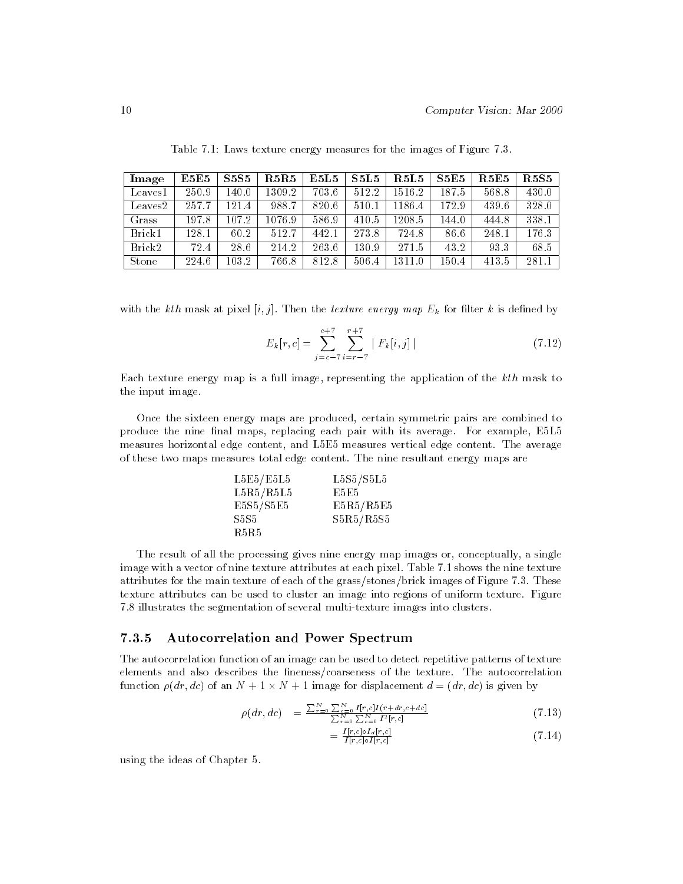Table 7.1: Laws texture energy measures for the images of Figure 7.3.

| Image | E5E5 | S5S5 | R5R5 | E5L5 | S5L5 | R5L5 | S5E5 | R5E5 | R5S5 |
|---|---|---|---|---|---|---|---|---|---|
| Leaves1 | 250.9 | 140.0 | 1309.2 | 703.6 | 512.2 | 1516.2 | 187.5 | 568.8 | 430.0 |
| Leaves2 | 257.7 | 121.4 | 988.7 | 820.6 | 510.1 | 1186.4 | 172.9 | 439.6 | 328.0 |
| Grass | 197.8 | 107.2 | 1076.9 | 586.9 | 410.5 | 1208.5 | 144.0 | 444.8 | 338.1 |
| Brick1 | 128.1 | 60.2 | 512.7 | 442.1 | 273.8 | 724.8 | 86.6 | 248.1 | 176.3 |
| Brick2 | 72.4 | 28.6 | 214.2 | 263.6 | 130.9 | 271.5 | 43.2 | 93.3 | 68.5 |
| Stone | 224.6 | 103.2 | 766.8 | 812.8 | 506.4 | 1311.0 | 150.4 | 413.5 | 281.1 |

with the *kth* mask at pixel $[i, j]$. Then the *texture energy map* $E_k$ for filter $k$ is defined by

$$E_k[r,c] = \sum_{j=c-7}^{c+7} \sum_{i=r-7}^{r+7} | F_k[i,j] | \tag{7.12}$$

Each texture energy map is a full image, representing the application of the *kth* mask to the input image.

Once the sixteen energy maps are produced, certain symmetric pairs are combined to produce the nine final maps, replacing each pair with its average. For example, E5L5 measures horizontal edge content, and L5E5 measures vertical edge content. The average of these two maps measures total edge content. The nine resultant energy maps are

| | |
|---|---|
| L5E5/E5L5 | L5S5/S5L5 |
| L5R5/R5L5 | E5E5 |
| E5S5/S5E5 | E5R5/R5E5 |
| S5S5 | S5R5/R5S5 |
| R5R5 | |

The result of all the processing gives nine energy map images or, conceptually, a single image with a vector of nine texture attributes at each pixel. Table 7.1 shows the nine texture attributes for the main texture of each of the grass/stones/brick images of Figure 7.3. These texture attributes can be used to cluster an image into regions of uniform texture. Figure 7.8 illustrates the segmentation of several multi-texture images into clusters.

### 7.3.5 Autocorrelation and Power Spectrum

The autocorrelation function of an image can be used to detect repetitive patterns of texture elements and also describes the fineness/coarseness of the texture. The autocorrelation function $\rho(dr, dc)$ of an $N+1 \times N+1$ image for displacement $d = (dr, dc)$ is given by

$$\rho(dr, dc) = \frac{\sum_{r=0}^{N} \sum_{c=0}^{N} I[r,c] I(r+dr, c+dc]}{\sum_{r=0}^{N} \sum_{c=0}^{N} I^2[r,c]} \tag{7.13}$$

$$= \frac{I[r,c] \circ I_d[r,c]}{I[r,c] \circ I[r,c]} \tag{7.14}$$

using the ideas of Chapter 5.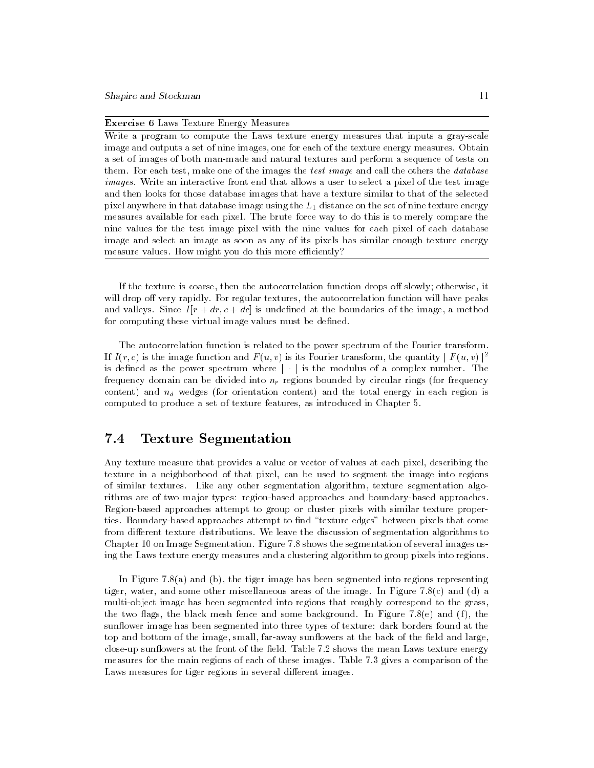---

**Exercise 6** Laws Texture Energy Measures

Write a program to compute the Laws texture energy measures that inputs a gray-scale image and outputs a set of nine images, one for each of the texture energy measures. Obtain a set of images of both man-made and natural textures and perform a sequence of tests on them. For each test, make one of the images the *test image* and call the others the *database images*. Write an interactive front end that allows a user to select a pixel of the test image and then looks for those database images that have a texture similar to that of the selected pixel anywhere in that database image using the $L_1$ distance on the set of nine texture energy measures available for each pixel. The brute force way to do this is to merely compare the nine values for the test image pixel with the nine values for each pixel of each database image and select an image as soon as any of its pixels has similar enough texture energy measure values. How might you do this more efficiently?

---

If the texture is coarse, then the autocorrelation function drops off slowly; otherwise, it will drop off very rapidly. For regular textures, the autocorrelation function will have peaks and valleys. Since $I[r + dr, c + dc]$ is undefined at the boundaries of the image, a method for computing these virtual image values must be defined.

The autocorrelation function is related to the power spectrum of the Fourier transform. If $I(r, c)$ is the image function and $F(u, v)$ is its Fourier transform, the quantity $| F(u, v) |^2$ is defined as the power spectrum where $| \cdot |$ is the modulus of a complex number. The frequency domain can be divided into $n_r$ regions bounded by circular rings (for frequency content) and $n_d$ wedges (for orientation content) and the total energy in each region is computed to produce a set of texture features, as introduced in Chapter 5.

## 7.4 Texture Segmentation

Any texture measure that provides a value or vector of values at each pixel, describing the texture in a neighborhood of that pixel, can be used to segment the image into regions of similar textures. Like any other segmentation algorithm, texture segmentation algorithms are of two major types: region-based approaches and boundary-based approaches. Region-based approaches attempt to group or cluster pixels with similar texture properties. Boundary-based approaches attempt to find "texture edges" between pixels that come from different texture distributions. We leave the discussion of segmentation algorithms to Chapter 10 on Image Segmentation. Figure 7.8 shows the segmentation of several images using the Laws texture energy measures and a clustering algorithm to group pixels into regions.

In Figure 7.8(a) and (b), the tiger image has been segmented into regions representing tiger, water, and some other miscellaneous areas of the image. In Figure 7.8(c) and (d) a multi-object image has been segmented into regions that roughly correspond to the grass, the two flags, the black mesh fence and some background. In Figure 7.8(e) and (f), the sunflower image has been segmented into three types of texture: dark borders found at the top and bottom of the image, small, far-away sunflowers at the back of the field and large, close-up sunflowers at the front of the field. Table 7.2 shows the mean Laws texture energy measures for the main regions of each of these images. Table 7.3 gives a comparison of the Laws measures for tiger regions in several different images.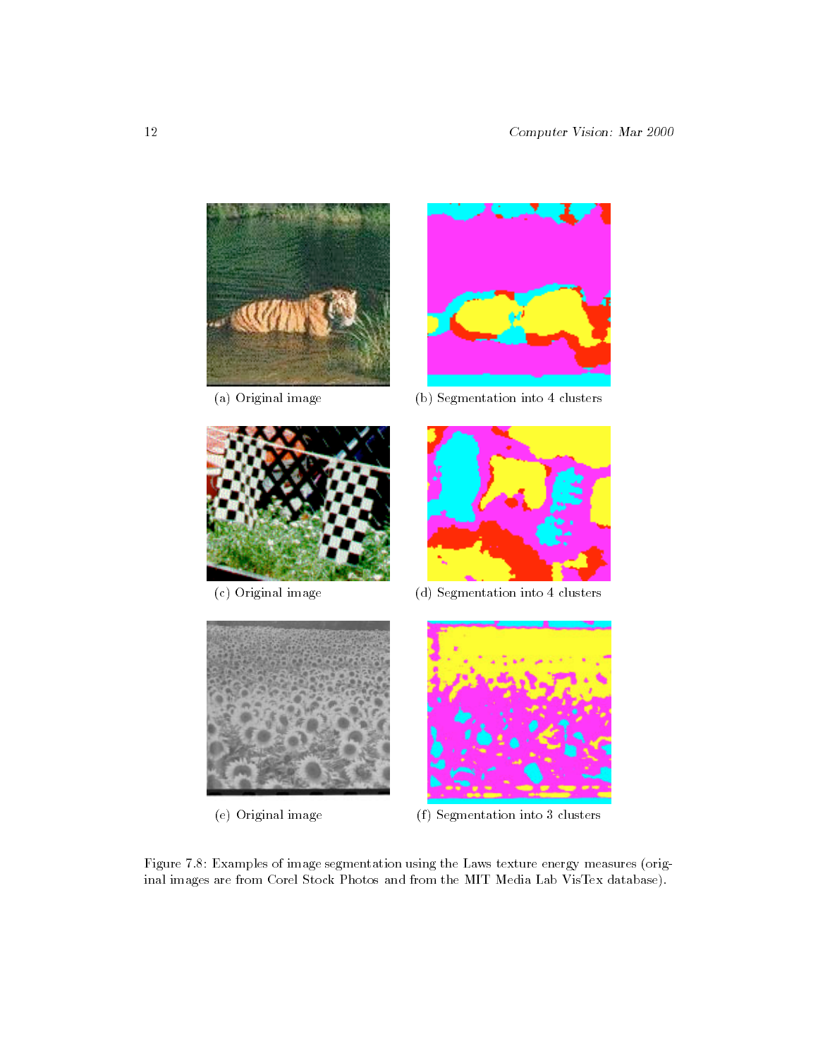(a) Original image

(b) Segmentation into 4 clusters

(c) Original image

(d) Segmentation into 4 clusters

(e) Original image

(f) Segmentation into 3 clusters

Figure 7.8: Examples of image segmentation using the Laws texture energy measures (original images are from Corel Stock Photos and from the MIT Media Lab VisTex database).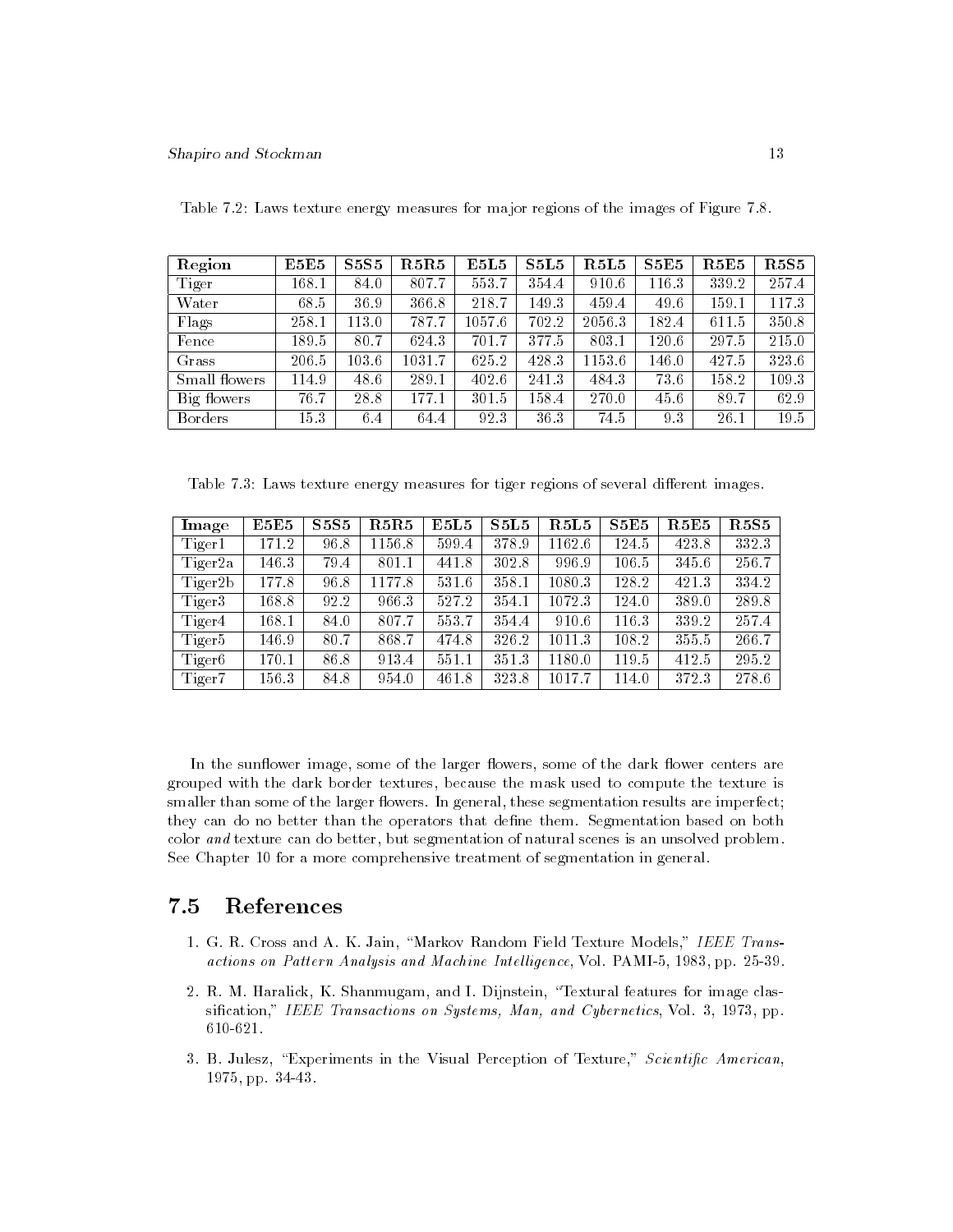Table 7.2: Laws texture energy measures for major regions of the images of Figure 7.8.

| **Region** | **E5E5** | **S5S5** | **R5R5** | **E5L5** | **S5L5** | **R5L5** | **S5E5** | **R5E5** | **R5S5** |
|---|---|---|---|---|---|---|---|---|---|
| Tiger | 168.1 | 84.0 | 807.7 | 553.7 | 354.4 | 910.6 | 116.3 | 339.2 | 257.4 |
| Water | 68.5 | 36.9 | 366.8 | 218.7 | 149.3 | 459.4 | 49.6 | 159.1 | 117.3 |
| Flags | 258.1 | 113.0 | 787.7 | 1057.6 | 702.2 | 2056.3 | 182.4 | 611.5 | 350.8 |
| Fence | 189.5 | 80.7 | 624.3 | 701.7 | 377.5 | 803.1 | 120.6 | 297.5 | 215.0 |
| Grass | 206.5 | 103.6 | 1031.7 | 625.2 | 428.3 | 1153.6 | 146.0 | 427.5 | 323.6 |
| Small flowers | 114.9 | 48.6 | 289.1 | 402.6 | 241.3 | 484.3 | 73.6 | 158.2 | 109.3 |
| Big flowers | 76.7 | 28.8 | 177.1 | 301.5 | 158.4 | 270.0 | 45.6 | 89.7 | 62.9 |
| Borders | 15.3 | 6.4 | 64.4 | 92.3 | 36.3 | 74.5 | 9.3 | 26.1 | 19.5 |

Table 7.3: Laws texture energy measures for tiger regions of several different images.

| **Image** | **E5E5** | **S5S5** | **R5R5** | **E5L5** | **S5L5** | **R5L5** | **S5E5** | **R5E5** | **R5S5** |
|---|---|---|---|---|---|---|---|---|---|
| Tiger1 | 171.2 | 96.8 | 1156.8 | 599.4 | 378.9 | 1162.6 | 124.5 | 423.8 | 332.3 |
| Tiger2a | 146.3 | 79.4 | 801.1 | 441.8 | 302.8 | 996.9 | 106.5 | 345.6 | 256.7 |
| Tiger2b | 177.8 | 96.8 | 1177.8 | 531.6 | 358.1 | 1080.3 | 128.2 | 421.3 | 334.2 |
| Tiger3 | 168.8 | 92.2 | 966.3 | 527.2 | 354.1 | 1072.3 | 124.0 | 389.0 | 289.8 |
| Tiger4 | 168.1 | 84.0 | 807.7 | 553.7 | 354.4 | 910.6 | 116.3 | 339.2 | 257.4 |
| Tiger5 | 146.9 | 80.7 | 868.7 | 474.8 | 326.2 | 1011.3 | 108.2 | 355.5 | 266.7 |
| Tiger6 | 170.1 | 86.8 | 913.4 | 551.1 | 351.3 | 1180.0 | 119.5 | 412.5 | 295.2 |
| Tiger7 | 156.3 | 84.8 | 954.0 | 461.8 | 323.8 | 1017.7 | 114.0 | 372.3 | 278.6 |

In the sunflower image, some of the larger flowers, some of the dark flower centers are grouped with the dark border textures, because the mask used to compute the texture is smaller than some of the larger flowers. In general, these segmentation results are imperfect; they can do no better than the operators that define them. Segmentation based on both color *and* texture can do better, but segmentation of natural scenes is an unsolved problem. See Chapter 10 for a more comprehensive treatment of segmentation in general.

## 7.5 References

1. G. R. Cross and A. K. Jain, "Markov Random Field Texture Models," *IEEE Transactions on Pattern Analysis and Machine Intelligence*, Vol. PAMI-5, 1983, pp. 25-39.
2. R. M. Haralick, K. Shanmugam, and I. Dijnstein, "Textural features for image classification," *IEEE Transactions on Systems, Man, and Cybernetics*, Vol. 3, 1973, pp. 610-621.
3. B. Julesz, "Experiments in the Visual Perception of Texture," *Scientific American*, 1975, pp. 34-43.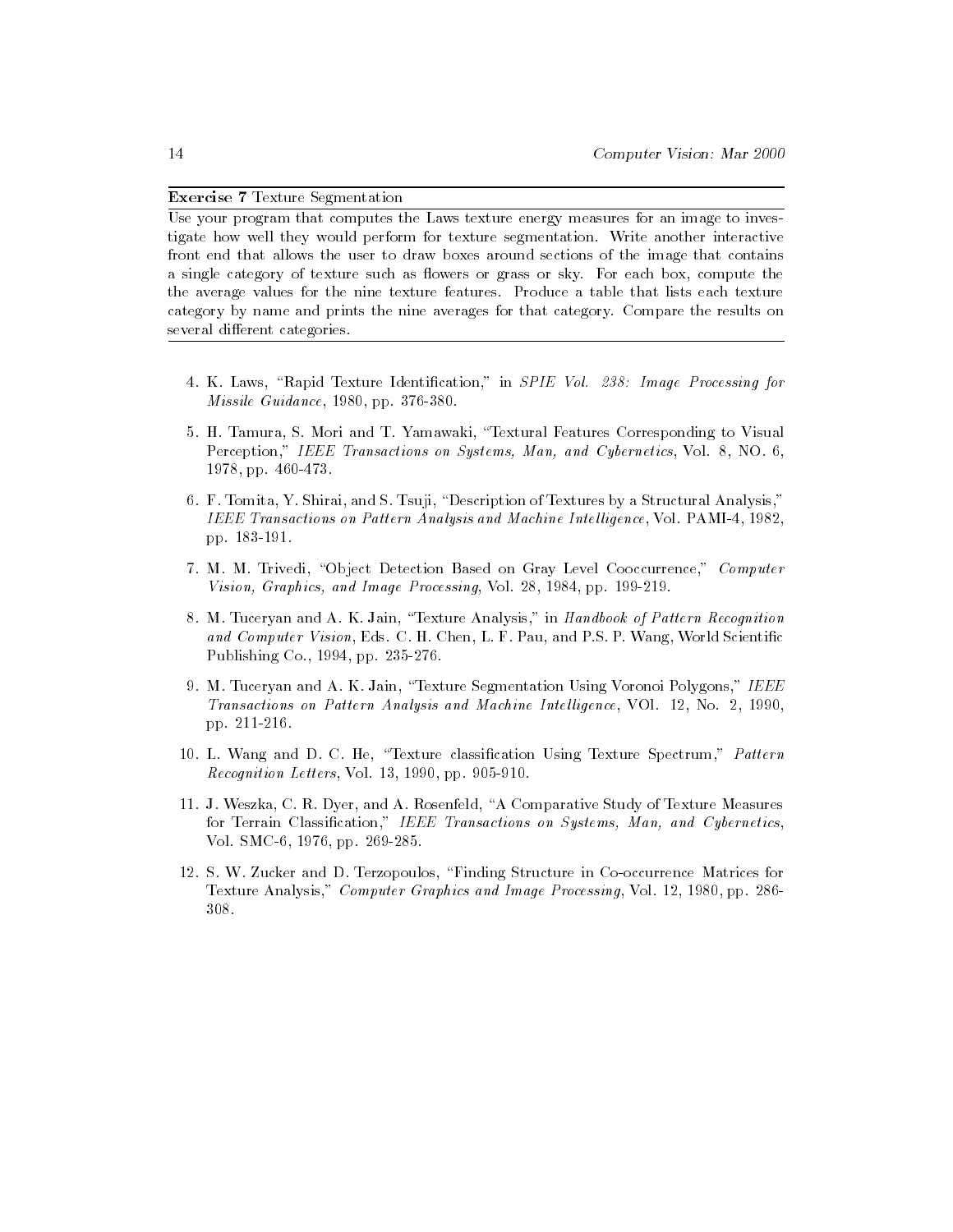**Exercise 7** Texture Segmentation

Use your program that computes the Laws texture energy measures for an image to investigate how well they would perform for texture segmentation. Write another interactive front end that allows the user to draw boxes around sections of the image that contains a single category of texture such as flowers or grass or sky. For each box, compute the the average values for the nine texture features. Produce a table that lists each texture category by name and prints the nine averages for that category. Compare the results on several different categories.

4. K. Laws, "Rapid Texture Identification," in *SPIE Vol. 238: Image Processing for Missile Guidance*, 1980, pp. 376-380.

5. H. Tamura, S. Mori and T. Yamawaki, "Textural Features Corresponding to Visual Perception," *IEEE Transactions on Systems, Man, and Cybernetics*, Vol. 8, NO. 6, 1978, pp. 460-473.

6. F. Tomita, Y. Shirai, and S. Tsuji, "Description of Textures by a Structural Analysis," *IEEE Transactions on Pattern Analysis and Machine Intelligence*, Vol. PAMI-4, 1982, pp. 183-191.

7. M. M. Trivedi, "Object Detection Based on Gray Level Cooccurrence," *Computer Vision, Graphics, and Image Processing*, Vol. 28, 1984, pp. 199-219.

8. M. Tuceryan and A. K. Jain, "Texture Analysis," in *Handbook of Pattern Recognition and Computer Vision*, Eds. C. H. Chen, L. F. Pau, and P.S. P. Wang, World Scientific Publishing Co., 1994, pp. 235-276.

9. M. Tuceryan and A. K. Jain, "Texture Segmentation Using Voronoi Polygons," *IEEE Transactions on Pattern Analysis and Machine Intelligence*, VOl. 12, No. 2, 1990, pp. 211-216.

10. L. Wang and D. C. He, "Texture classification Using Texture Spectrum," *Pattern Recognition Letters*, Vol. 13, 1990, pp. 905-910.

11. J. Weszka, C. R. Dyer, and A. Rosenfeld, "A Comparative Study of Texture Measures for Terrain Classification," *IEEE Transactions on Systems, Man, and Cybernetics*, Vol. SMC-6, 1976, pp. 269-285.

12. S. W. Zucker and D. Terzopoulos, "Finding Structure in Co-occurrence Matrices for Texture Analysis," *Computer Graphics and Image Processing*, Vol. 12, 1980, pp. 286-308.